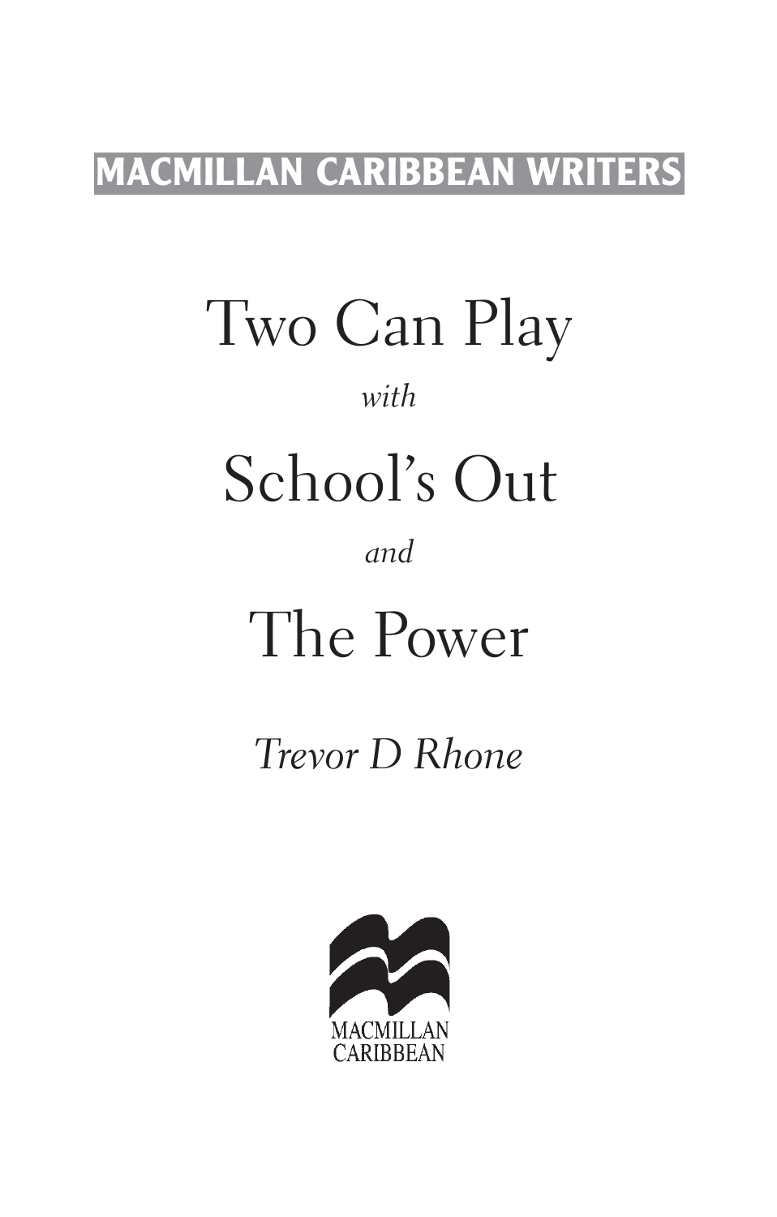**MACMILLAN CARIBBEAN WRITERS**

# Two Can Play

*with*

# School's Out

*and*

# The Power

*Trevor D Rhone*

MACMILLAN CARIBBEAN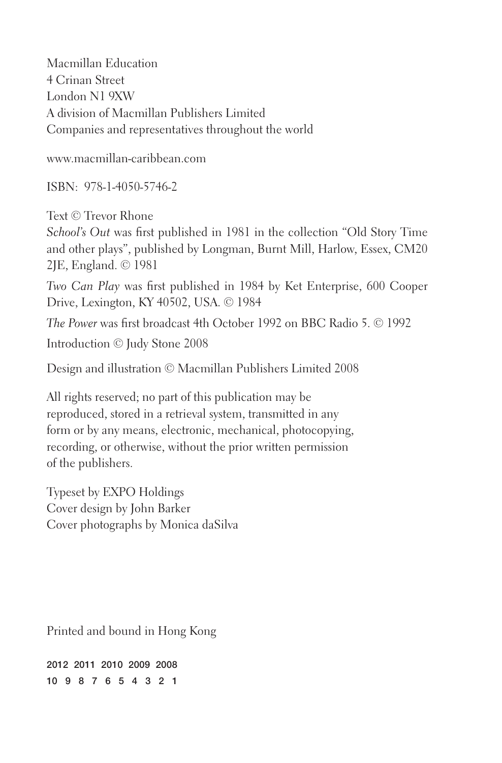Macmillan Education
4 Crinan Street
London N1 9XW
A division of Macmillan Publishers Limited
Companies and representatives throughout the world

www.macmillan-caribbean.com

ISBN: 978-1-4050-5746-2

Text © Trevor Rhone

*School's Out* was first published in 1981 in the collection "Old Story Time and other plays", published by Longman, Burnt Mill, Harlow, Essex, CM20 2JE, England. © 1981

*Two Can Play* was first published in 1984 by Ket Enterprise, 600 Cooper Drive, Lexington, KY 40502, USA. © 1984

*The Power* was first broadcast 4th October 1992 on BBC Radio 5. © 1992

Introduction © Judy Stone 2008

Design and illustration © Macmillan Publishers Limited 2008

All rights reserved; no part of this publication may be reproduced, stored in a retrieval system, transmitted in any form or by any means, electronic, mechanical, photocopying, recording, or otherwise, without the prior written permission of the publishers.

Typeset by EXPO Holdings
Cover design by John Barker
Cover photographs by Monica daSilva

Printed and bound in Hong Kong

2012 2011 2010 2009 2008
10 9 8 7 6 5 4 3 2 1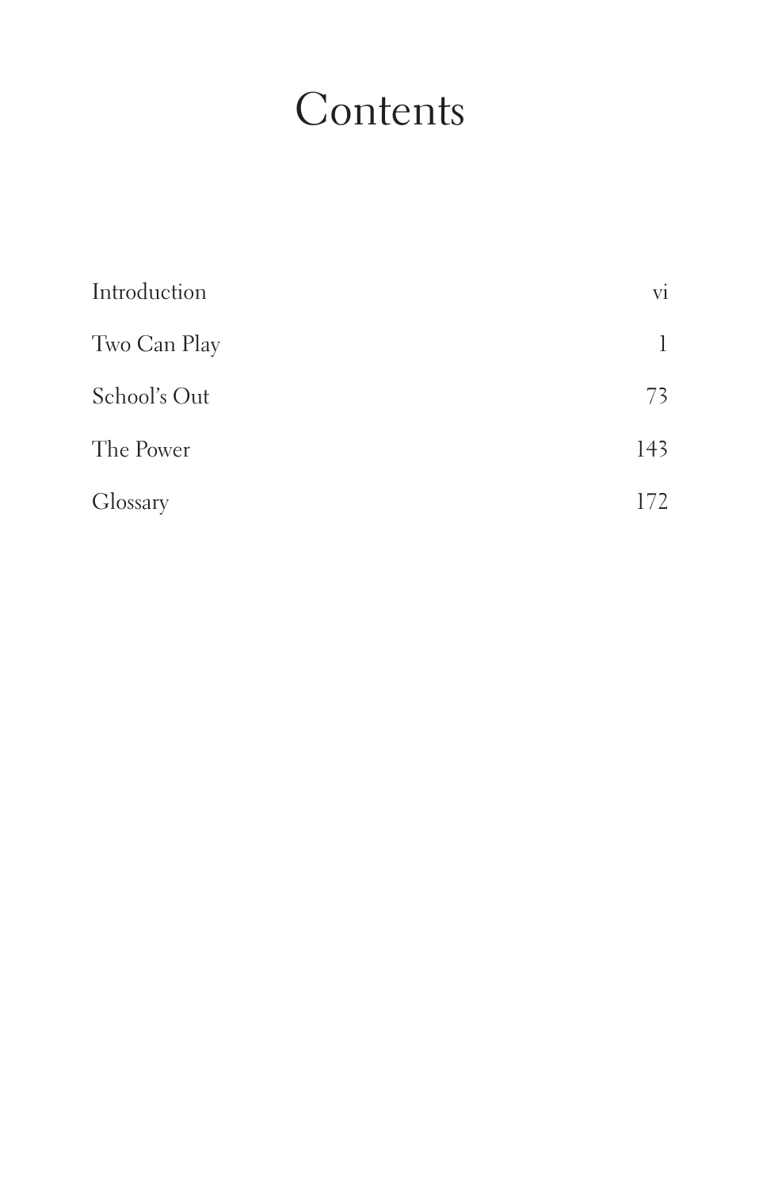# Contents

| | |
|---|---|
| Introduction | vi |
| Two Can Play | 1 |
| School's Out | 73 |
| The Power | 143 |
| Glossary | 172 |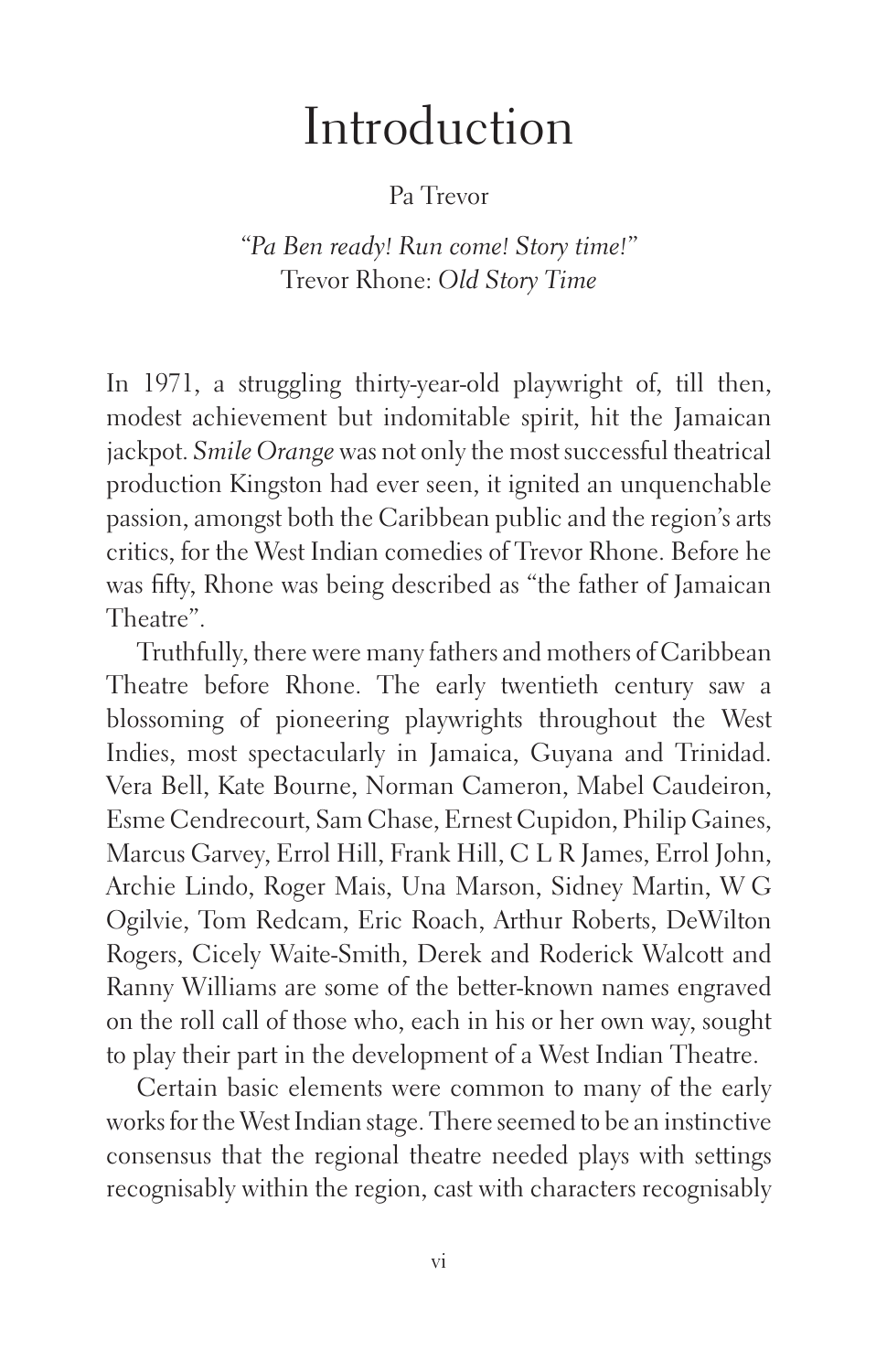# Introduction

Pa Trevor

*"Pa Ben ready! Run come! Story time!"*
Trevor Rhone: *Old Story Time*

In 1971, a struggling thirty-year-old playwright of, till then, modest achievement but indomitable spirit, hit the Jamaican jackpot. *Smile Orange* was not only the most successful theatrical production Kingston had ever seen, it ignited an unquenchable passion, amongst both the Caribbean public and the region's arts critics, for the West Indian comedies of Trevor Rhone. Before he was fifty, Rhone was being described as "the father of Jamaican Theatre".

Truthfully, there were many fathers and mothers of Caribbean Theatre before Rhone. The early twentieth century saw a blossoming of pioneering playwrights throughout the West Indies, most spectacularly in Jamaica, Guyana and Trinidad. Vera Bell, Kate Bourne, Norman Cameron, Mabel Caudeiron, Esme Cendrecourt, Sam Chase, Ernest Cupidon, Philip Gaines, Marcus Garvey, Errol Hill, Frank Hill, C L R James, Errol John, Archie Lindo, Roger Mais, Una Marson, Sidney Martin, W G Ogilvie, Tom Redcam, Eric Roach, Arthur Roberts, DeWilton Rogers, Cicely Waite-Smith, Derek and Roderick Walcott and Ranny Williams are some of the better-known names engraved on the roll call of those who, each in his or her own way, sought to play their part in the development of a West Indian Theatre.

Certain basic elements were common to many of the early works for the West Indian stage. There seemed to be an instinctive consensus that the regional theatre needed plays with settings recognisably within the region, cast with characters recognisably